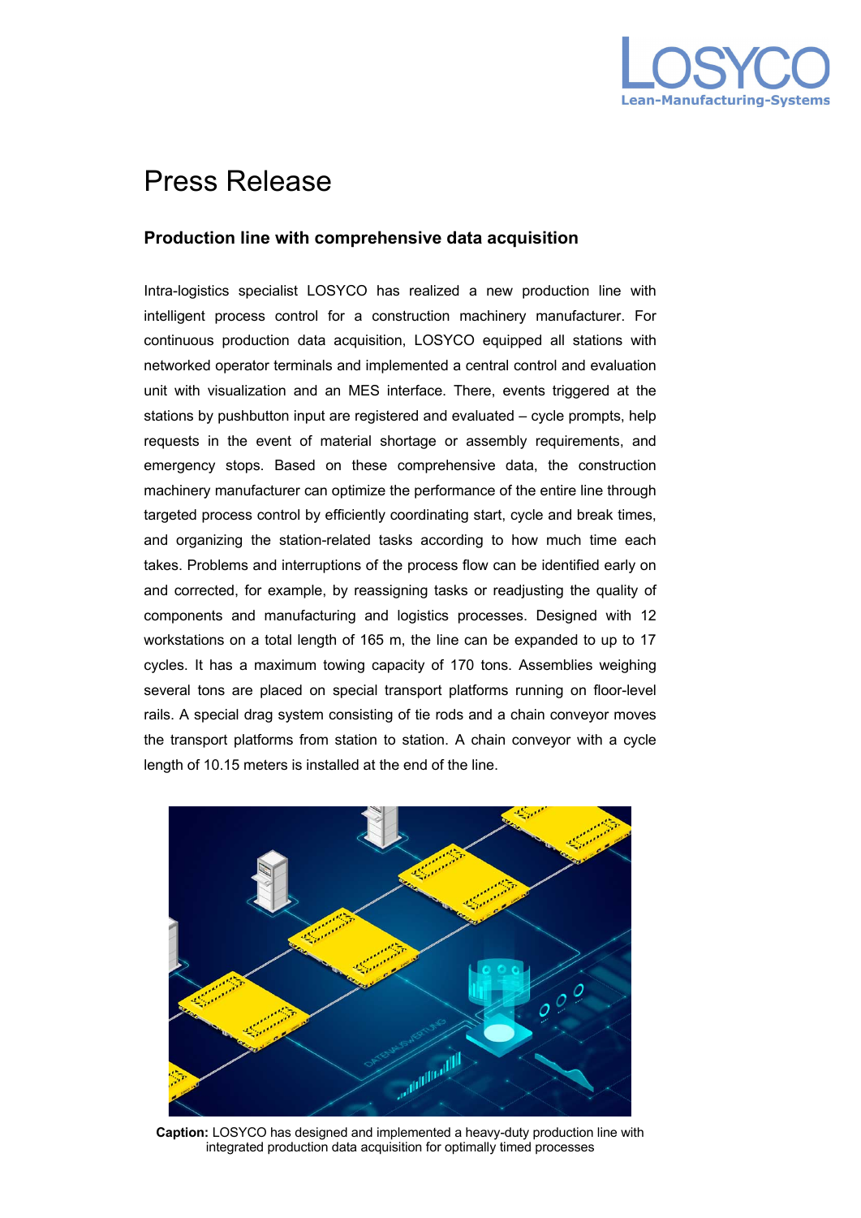# Press Release

## Production line with comprehensive data acquisition

Intra-logistics specialist LOSYCO has realized a new production line with intelligent process control for a construction machinery manufacturer. For continuous production data acquisition, LOSYCO equipped all stations with networked operator terminals and implemented a central control and evaluation unit with visualization and an MES interface. There, events triggered at the stations by pushbutton input are registered and evaluated – cycle prompts, help requests in the event of material shortage or assembly requirements, and emergency stops. Based on these comprehensive data, the construction machinery manufacturer can optimize the performance of the entire line through targeted process control by efficiently coordinating start, cycle and break times, and organizing the station-related tasks according to how much time each takes. Problems and interruptions of the process flow can be identified early on and corrected, for example, by reassigning tasks or readjusting the quality of components and manufacturing and logistics processes. Designed with 12 workstations on a total length of 165 m, the line can be expanded to up to 17 cycles. It has a maximum towing capacity of 170 tons. Assemblies weighing several tons are placed on special transport platforms running on floor-level rails. A special drag system consisting of tie rods and a chain conveyor moves the transport platforms from station to station. A chain conveyor with a cycle length of 10.15 meters is installed at the end of the line.

**Caption:** LOSYCO has designed and implemented a heavy-duty production line with integrated production data acquisition for optimally timed processes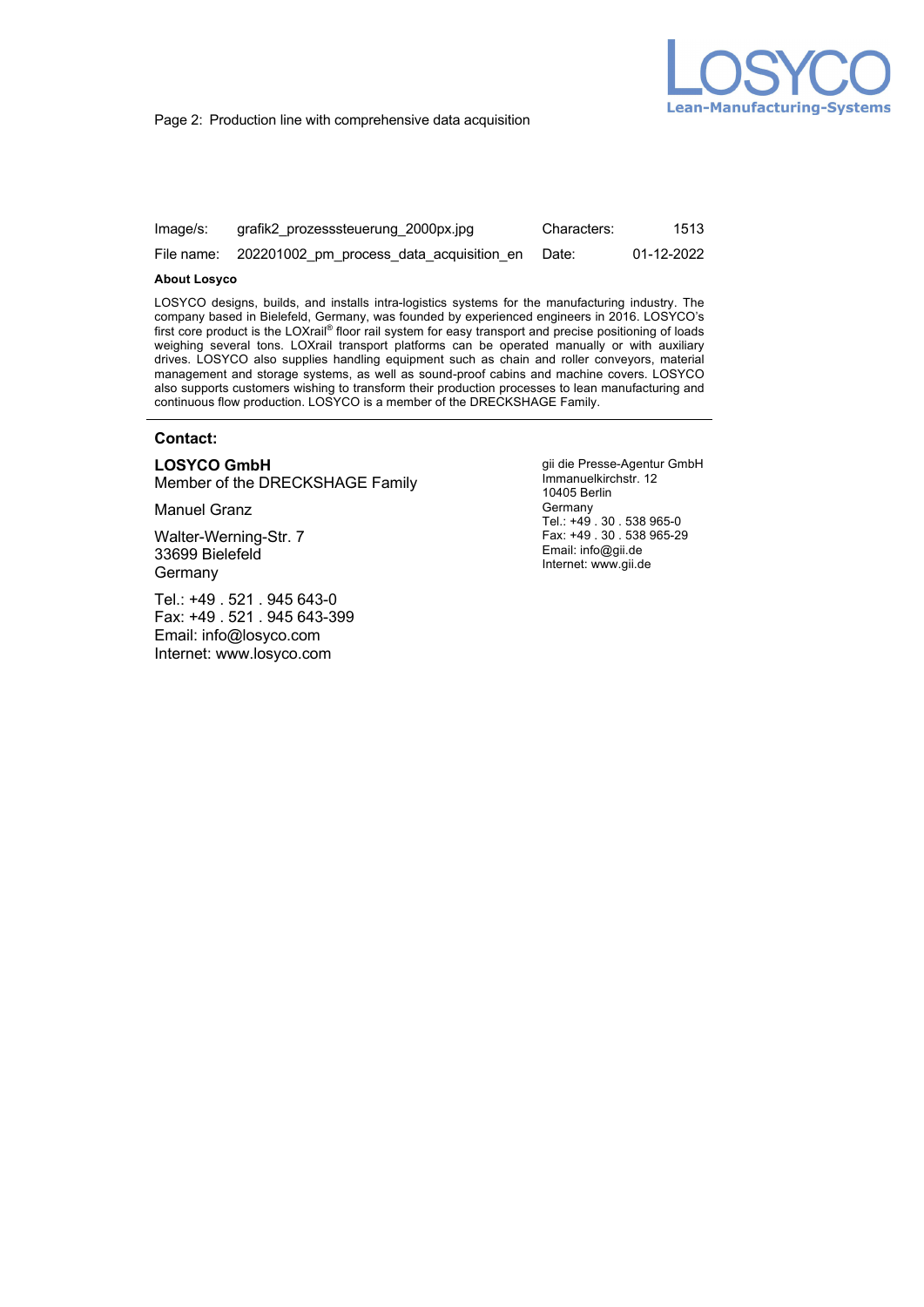Page 2: Production line with comprehensive data acquisition

| | | | |
|---|---|---|---|
| Image/s: | grafik2_prozesssteuerung_2000px.jpg | Characters: | 1513 |
| File name: | 202201002_pm_process_data_acquisition_en | Date: | 01-12-2022 |

**About Losyco**

LOSYCO designs, builds, and installs intra-logistics systems for the manufacturing industry. The company based in Bielefeld, Germany, was founded by experienced engineers in 2016. LOSYCO's first core product is the LOXrail® floor rail system for easy transport and precise positioning of loads weighing several tons. LOXrail transport platforms can be operated manually or with auxiliary drives. LOSYCO also supplies handling equipment such as chain and roller conveyors, material management and storage systems, as well as sound-proof cabins and machine covers. LOSYCO also supports customers wishing to transform their production processes to lean manufacturing and continuous flow production. LOSYCO is a member of the DRECKSHAGE Family.

---

**Contact:**

**LOSYCO GmbH**
Member of the DRECKSHAGE Family

Manuel Granz

Walter-Werning-Str. 7
33699 Bielefeld
Germany

Tel.: +49 . 521 . 945 643-0
Fax: +49 . 521 . 945 643-399
Email: info@losyco.com
Internet: www.losyco.com

gii die Presse-Agentur GmbH
Immanuelkirchstr. 12
10405 Berlin
Germany
Tel.: +49 . 30 . 538 965-0
Fax: +49 . 30 . 538 965-29
Email: info@gii.de
Internet: www.gii.de